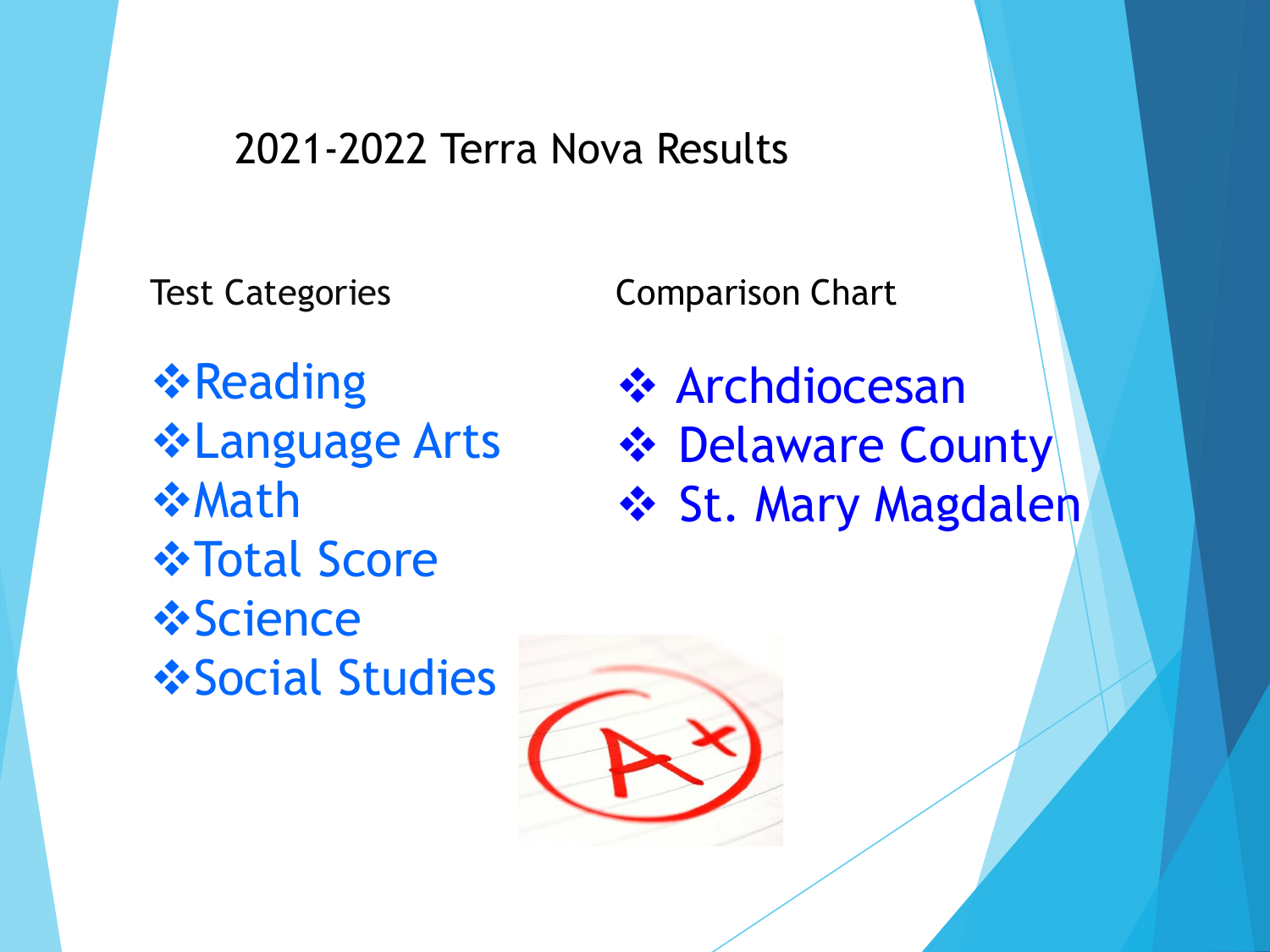# 2021-2022 Terra Nova Results

## Test Categories

- Reading
- Language Arts
- Math
- Total Score
- Science
- Social Studies

## Comparison Chart

- Archdiocesan
- Delaware County
- St. Mary Magdalen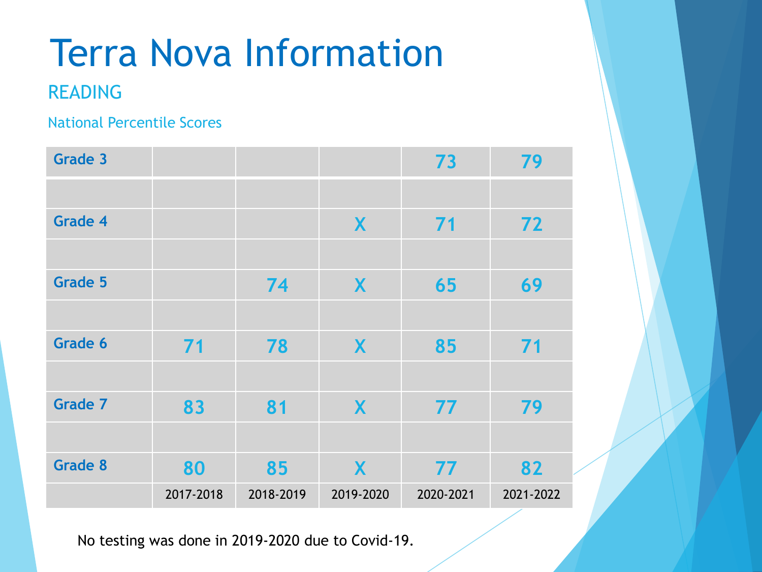# Terra Nova Information

## READING

### National Percentile Scores

| | 2017-2018 | 2018-2019 | 2019-2020 | 2020-2021 | 2021-2022 |
|---|---|---|---|---|---|
| Grade 3 | | | | 73 | 79 |
| Grade 4 | | | X | 71 | 72 |
| Grade 5 | | 74 | X | 65 | 69 |
| Grade 6 | 71 | 78 | X | 85 | 71 |
| Grade 7 | 83 | 81 | X | 77 | 79 |
| Grade 8 | 80 | 85 | X | 77 | 82 |

No testing was done in 2019-2020 due to Covid-19.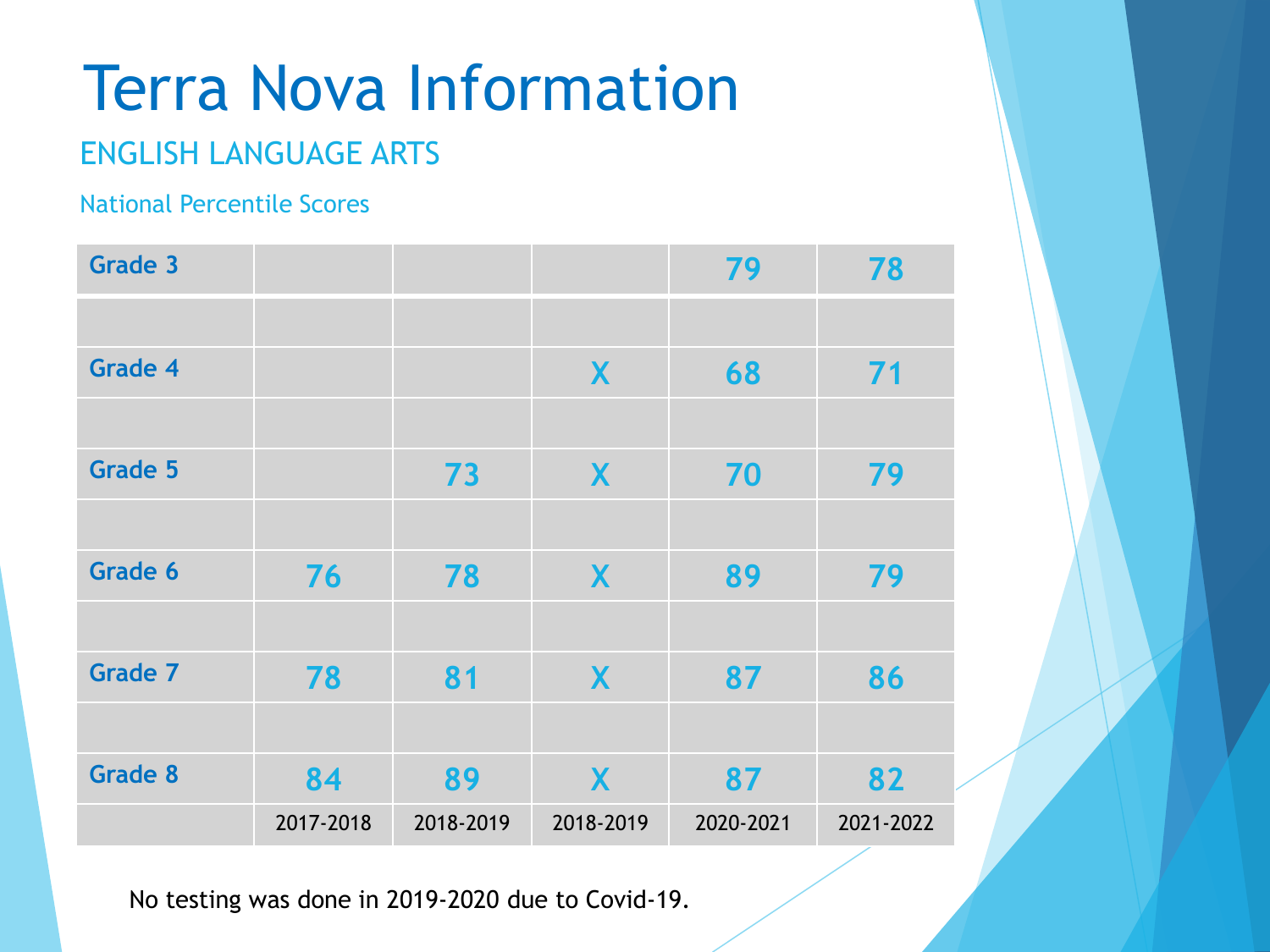# Terra Nova Information

## ENGLISH LANGUAGE ARTS

### National Percentile Scores

| | 2017-2018 | 2018-2019 | 2018-2019 | 2020-2021 | 2021-2022 |
|---|---|---|---|---|---|
| Grade 3 | | | | 79 | 78 |
| Grade 4 | | | X | 68 | 71 |
| Grade 5 | | 73 | X | 70 | 79 |
| Grade 6 | 76 | 78 | X | 89 | 79 |
| Grade 7 | 78 | 81 | X | 87 | 86 |
| Grade 8 | 84 | 89 | X | 87 | 82 |

No testing was done in 2019-2020 due to Covid-19.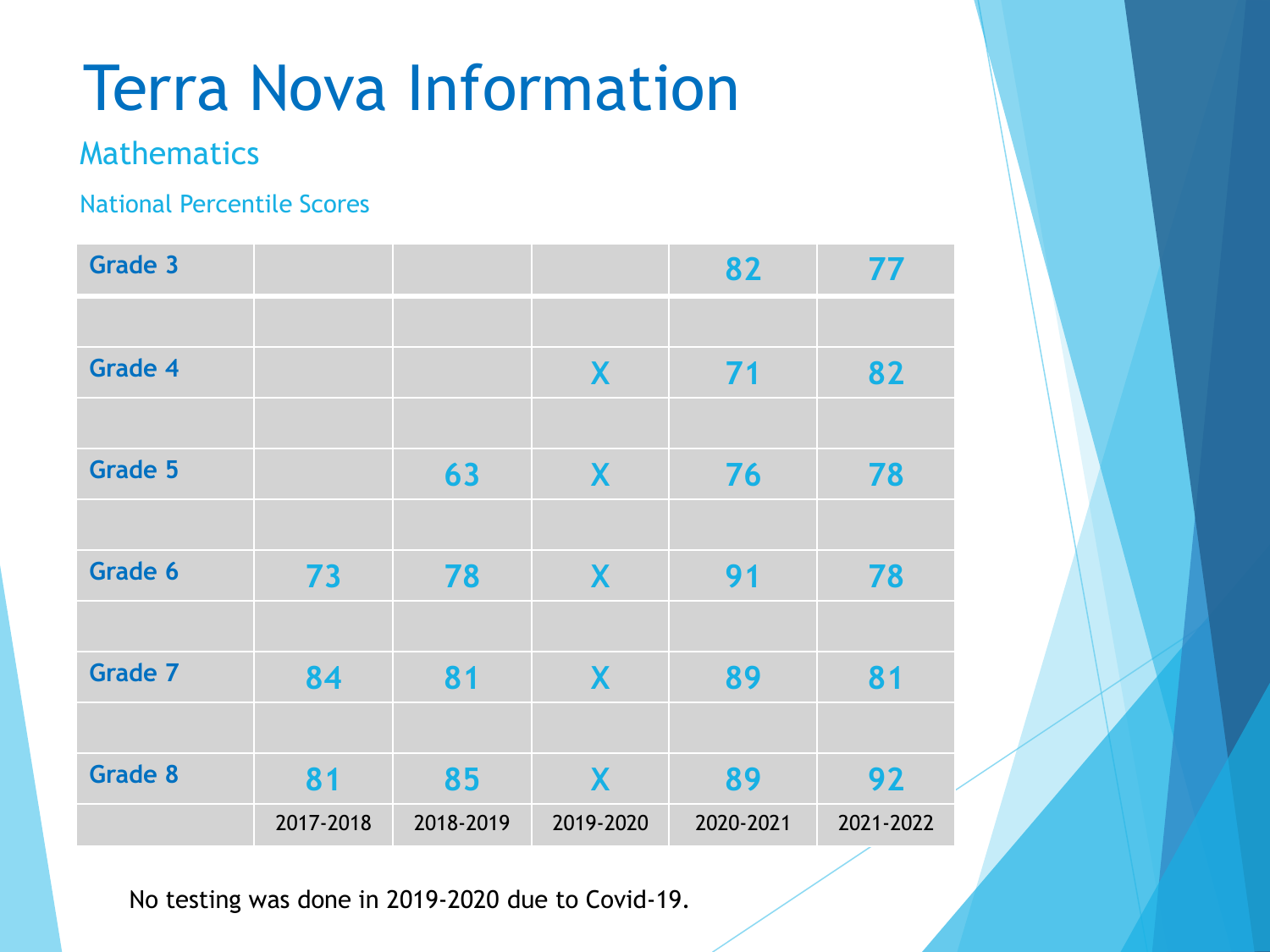# Terra Nova Information

## Mathematics

### National Percentile Scores

| | 2017-2018 | 2018-2019 | 2019-2020 | 2020-2021 | 2021-2022 |
|---|---|---|---|---|---|
| **Grade 3** | | | | 82 | 77 |
| **Grade 4** | | | X | 71 | 82 |
| **Grade 5** | | 63 | X | 76 | 78 |
| **Grade 6** | 73 | 78 | X | 91 | 78 |
| **Grade 7** | 84 | 81 | X | 89 | 81 |
| **Grade 8** | 81 | 85 | X | 89 | 92 |

No testing was done in 2019-2020 due to Covid-19.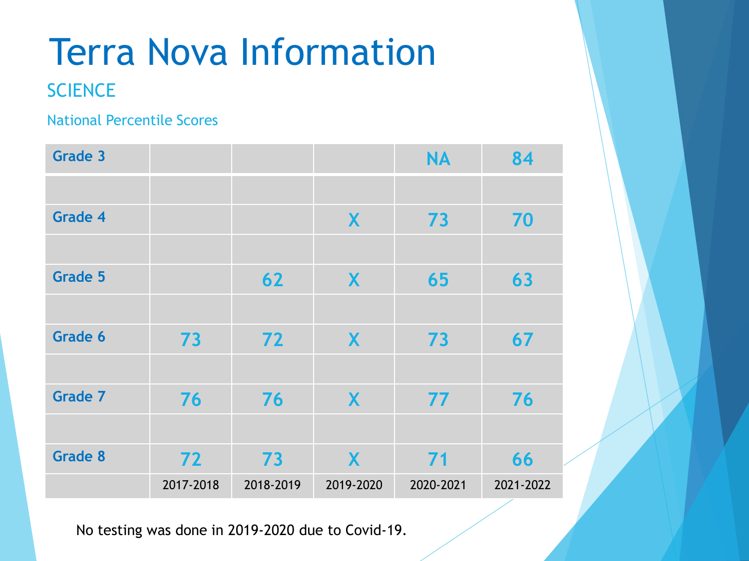# Terra Nova Information

## SCIENCE

### National Percentile Scores

| | 2017-2018 | 2018-2019 | 2019-2020 | 2020-2021 | 2021-2022 |
|---|---|---|---|---|---|
| Grade 3 | | | | NA | 84 |
| Grade 4 | | | X | 73 | 70 |
| Grade 5 | | 62 | X | 65 | 63 |
| Grade 6 | 73 | 72 | X | 73 | 67 |
| Grade 7 | 76 | 76 | X | 77 | 76 |
| Grade 8 | 72 | 73 | X | 71 | 66 |

No testing was done in 2019-2020 due to Covid-19.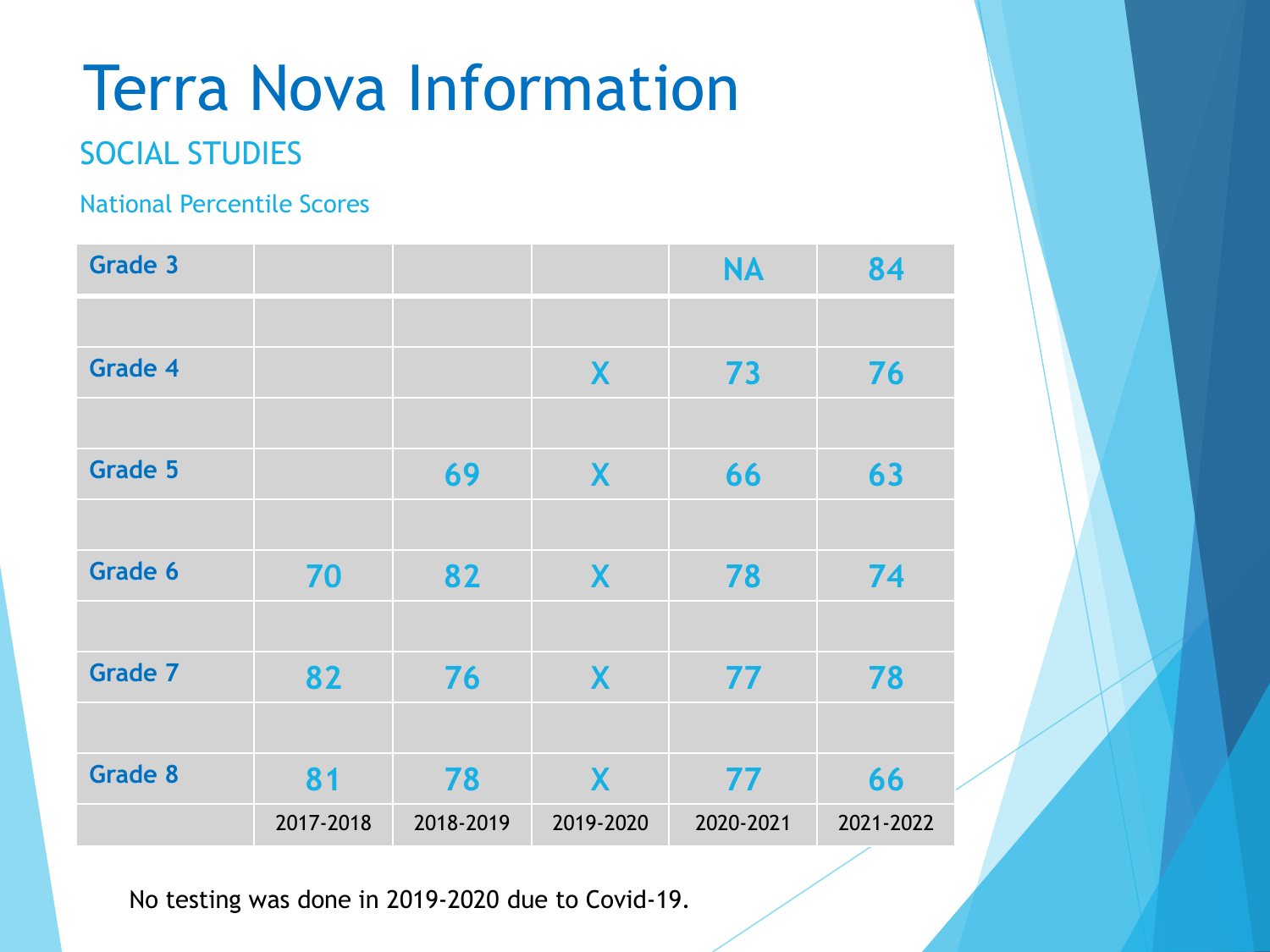# Terra Nova Information

## SOCIAL STUDIES

### National Percentile Scores

| | 2017-2018 | 2018-2019 | 2019-2020 | 2020-2021 | 2021-2022 |
|---|---|---|---|---|---|
| **Grade 3** | | | | NA | 84 |
| **Grade 4** | | | X | 73 | 76 |
| **Grade 5** | | 69 | X | 66 | 63 |
| **Grade 6** | 70 | 82 | X | 78 | 74 |
| **Grade 7** | 82 | 76 | X | 77 | 78 |
| **Grade 8** | 81 | 78 | X | 77 | 66 |

No testing was done in 2019-2020 due to Covid-19.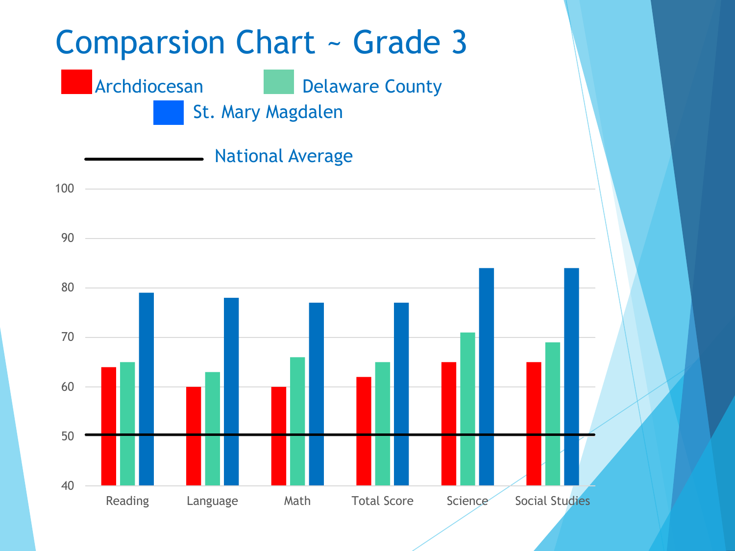# Comparsion Chart ~ Grade 3

Archdiocesan | Delaware County | St. Mary Magdalen

National Average

| | Archdiocesan | Delaware County | St. Mary Magdalen |
|---|---|---|---|
| Reading | 64 | 65 | 79 |
| Language | 60 | 63 | 78 |
| Math | 60 | 66 | 77 |
| Total Score | 62 | 65 | 77 |
| Science | 65 | 71 | 84 |
| Social Studies | 65 | 69 | 84 |

National Average: 50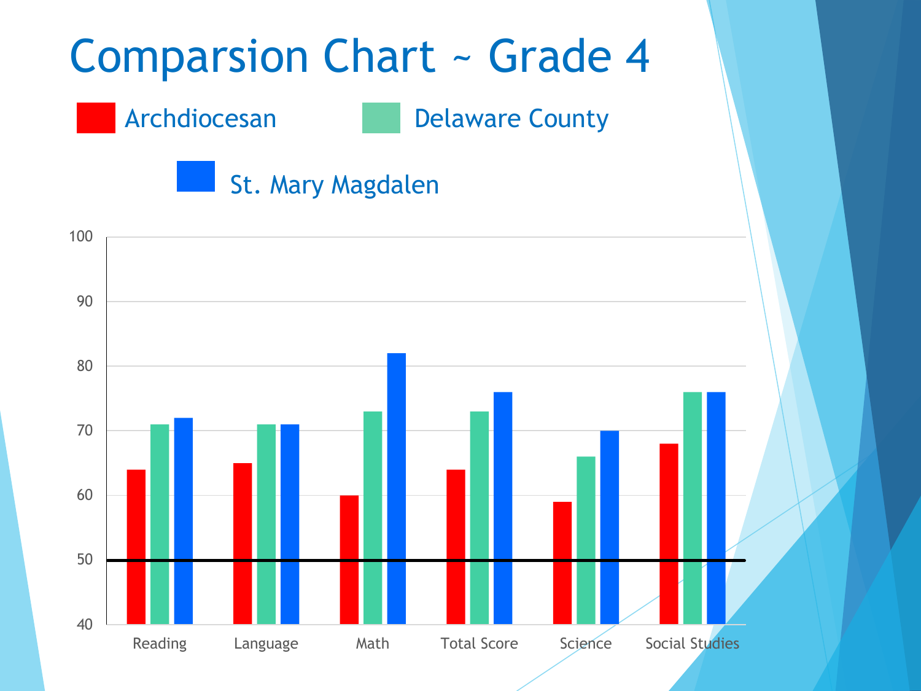# Comparsion Chart ~ Grade 4

| | Archdiocesan | Delaware County | St. Mary Magdalen |
|---|---|---|---|
| Reading | 64 | 71 | 72 |
| Language | 65 | 71 | 71 |
| Math | 60 | 73 | 82 |
| Total Score | 64 | 73 | 76 |
| Science | 59 | 66 | 70 |
| Social Studies | 68 | 76 | 76 |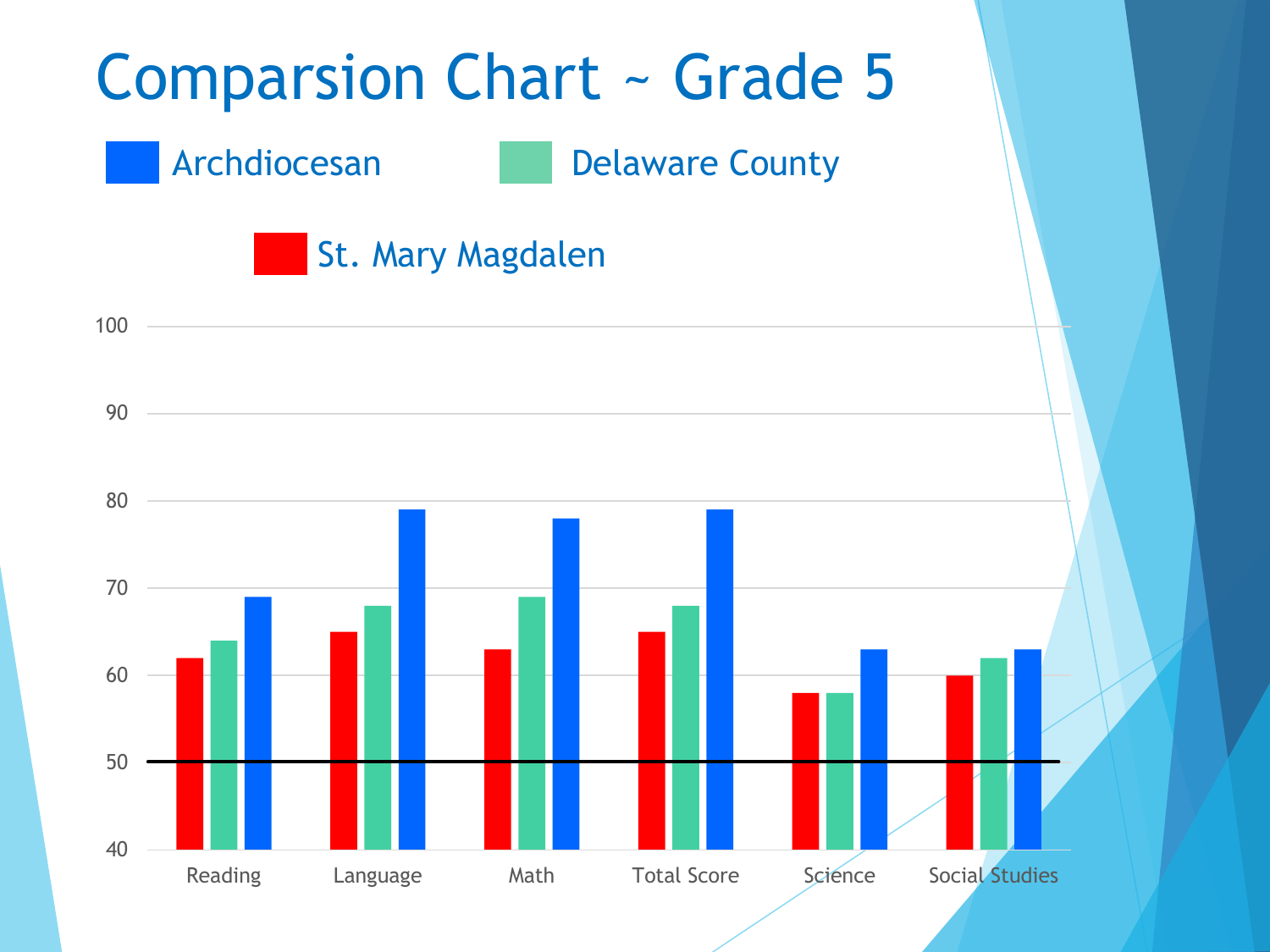# Comparsion Chart ~ Grade 5

| | St. Mary Magdalen | Delaware County | Archdiocesan |
|---|---|---|---|
| Reading | 62 | 64 | 69 |
| Language | 65 | 68 | 79 |
| Math | 63 | 69 | 78 |
| Total Score | 65 | 68 | 79 |
| Science | 58 | 58 | 63 |
| Social Studies | 60 | 62 | 63 |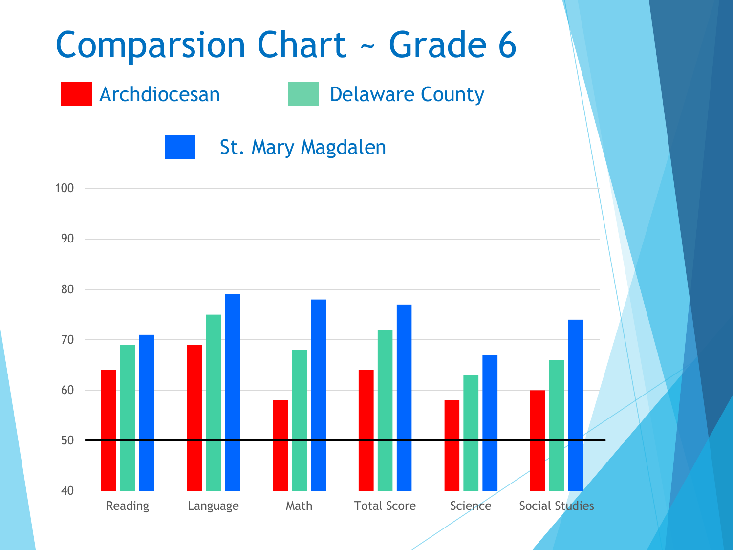# Comparsion Chart ~ Grade 6

| | Archdiocesan | Delaware County | St. Mary Magdalen |
|---|---|---|---|
| Reading | 64 | 69 | 71 |
| Language | 69 | 75 | 79 |
| Math | 58 | 68 | 78 |
| Total Score | 64 | 72 | 77 |
| Science | 58 | 63 | 67 |
| Social Studies | 60 | 66 | 74 |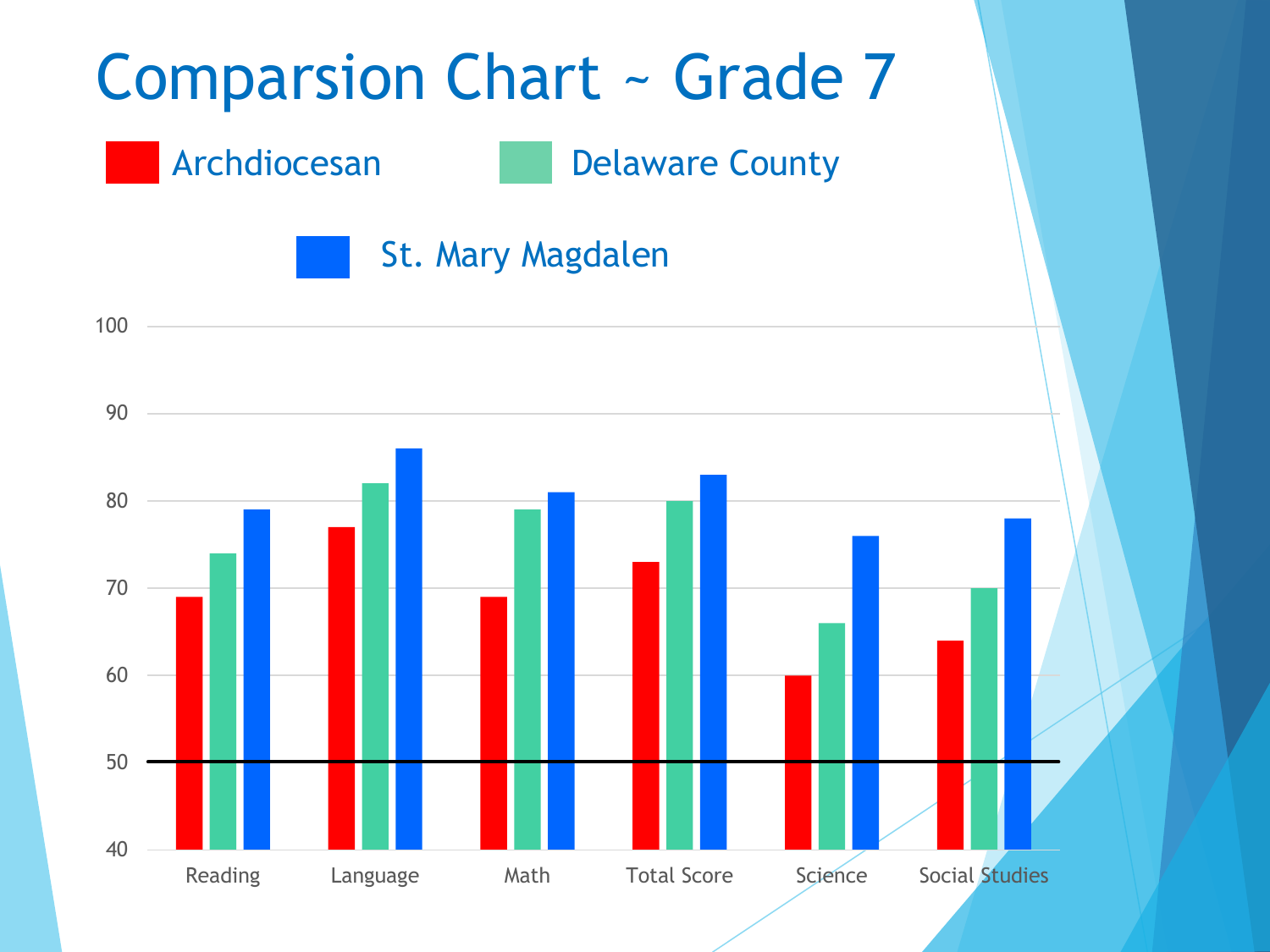# Comparsion Chart ~ Grade 7

| | Archdiocesan | Delaware County | St. Mary Magdalen |
| --- | --- | --- | --- |
| Reading | 69 | 74 | 79 |
| Language | 77 | 82 | 86 |
| Math | 69 | 79 | 81 |
| Total Score | 73 | 80 | 83 |
| Science | 60 | 66 | 76 |
| Social Studies | 64 | 70 | 78 |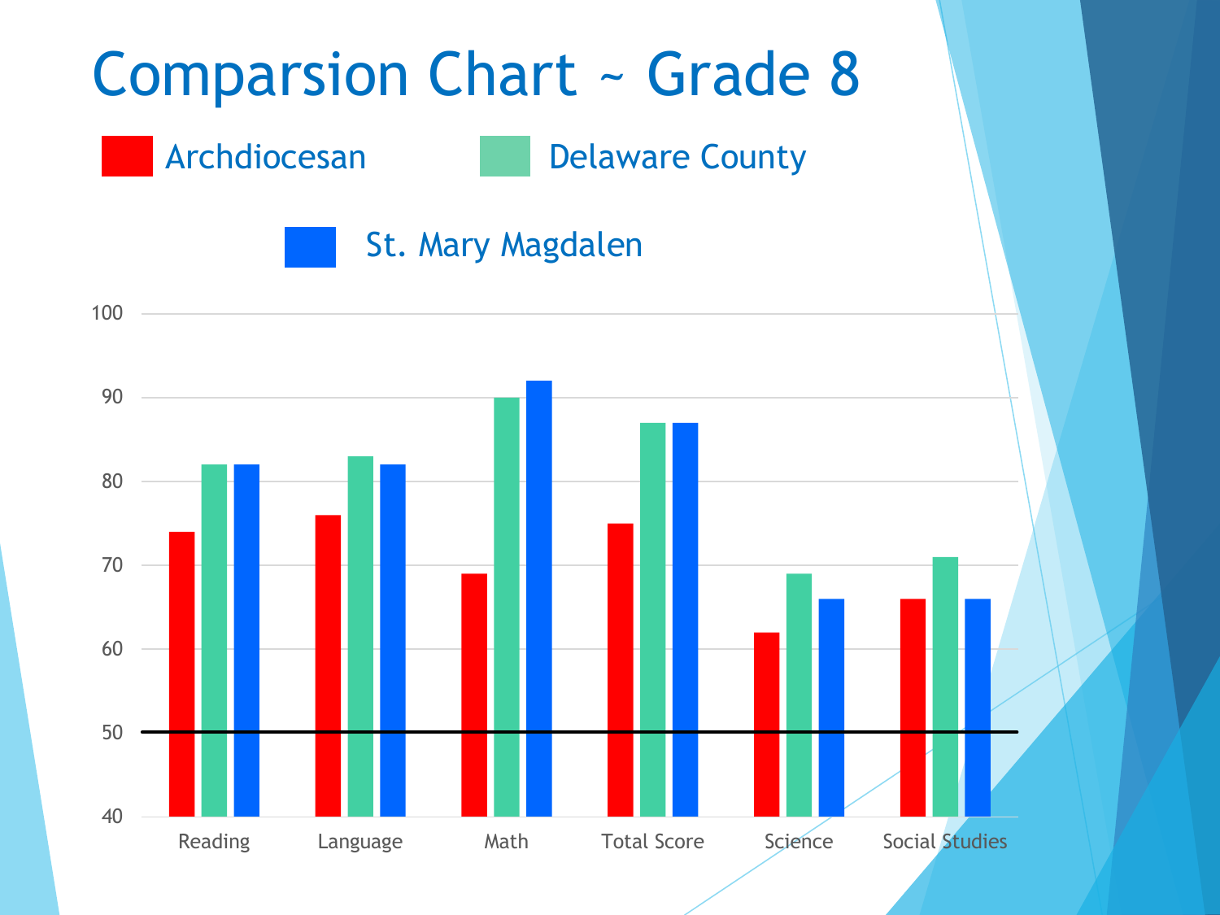# Comparsion Chart ~ Grade 8

Archdiocesan

Delaware County

St. Mary Magdalen

100

90

80

70

60

50

40

Reading

Language

Math

Total Score

Science

Social Studies